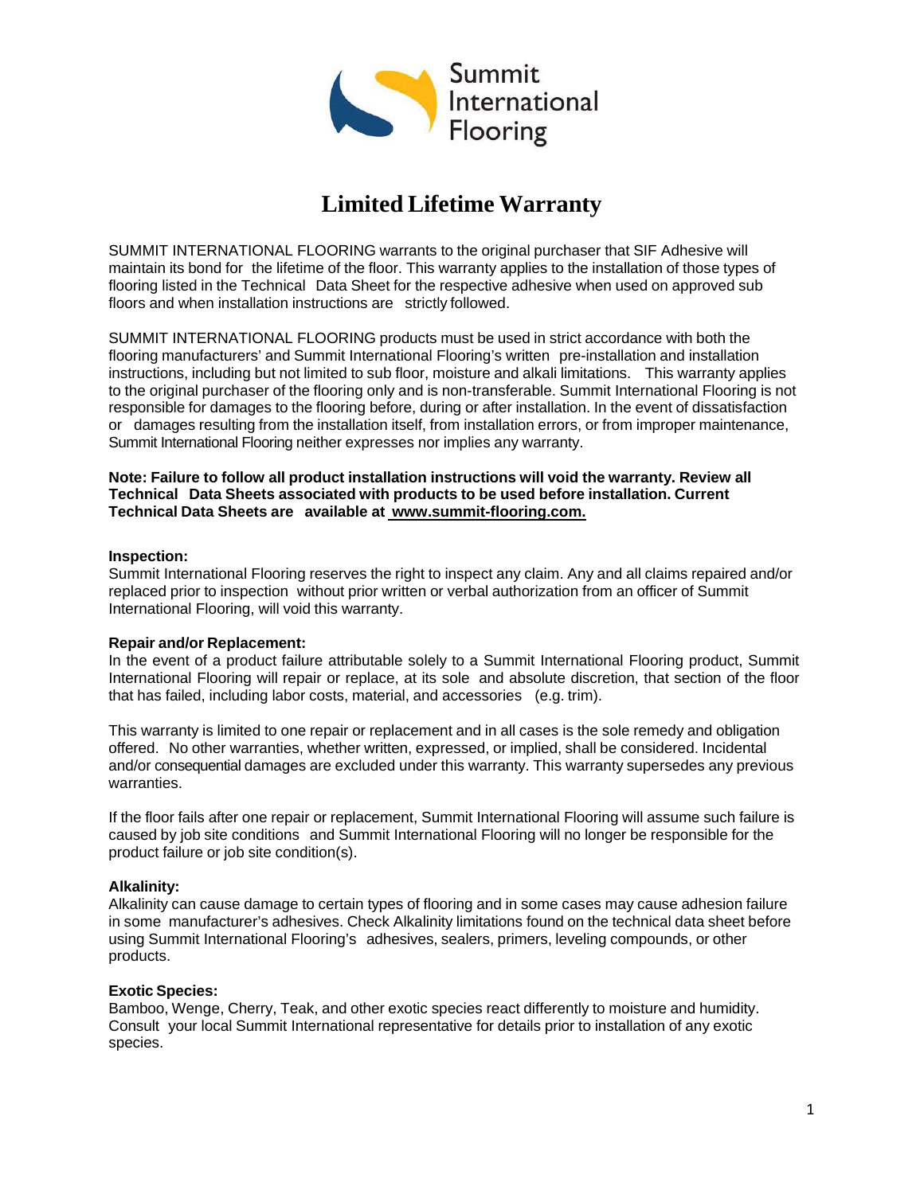Summit International Flooring

# Limited Lifetime Warranty

SUMMIT INTERNATIONAL FLOORING warrants to the original purchaser that SIF Adhesive will maintain its bond for the lifetime of the floor. This warranty applies to the installation of those types of flooring listed in the Technical Data Sheet for the respective adhesive when used on approved sub floors and when installation instructions are strictly followed.

SUMMIT INTERNATIONAL FLOORING products must be used in strict accordance with both the flooring manufacturers' and Summit International Flooring's written pre-installation and installation instructions, including but not limited to sub floor, moisture and alkali limitations. This warranty applies to the original purchaser of the flooring only and is non-transferable. Summit International Flooring is not responsible for damages to the flooring before, during or after installation. In the event of dissatisfaction or damages resulting from the installation itself, from installation errors, or from improper maintenance, Summit International Flooring neither expresses nor implies any warranty.

**Note: Failure to follow all product installation instructions will void the warranty. Review all Technical Data Sheets associated with products to be used before installation. Current Technical Data Sheets are available at www.summit-flooring.com.**

**Inspection:**
Summit International Flooring reserves the right to inspect any claim. Any and all claims repaired and/or replaced prior to inspection without prior written or verbal authorization from an officer of Summit International Flooring, will void this warranty.

**Repair and/or Replacement:**
In the event of a product failure attributable solely to a Summit International Flooring product, Summit International Flooring will repair or replace, at its sole and absolute discretion, that section of the floor that has failed, including labor costs, material, and accessories (e.g. trim).

This warranty is limited to one repair or replacement and in all cases is the sole remedy and obligation offered. No other warranties, whether written, expressed, or implied, shall be considered. Incidental and/or consequential damages are excluded under this warranty. This warranty supersedes any previous warranties.

If the floor fails after one repair or replacement, Summit International Flooring will assume such failure is caused by job site conditions and Summit International Flooring will no longer be responsible for the product failure or job site condition(s).

**Alkalinity:**
Alkalinity can cause damage to certain types of flooring and in some cases may cause adhesion failure in some manufacturer's adhesives. Check Alkalinity limitations found on the technical data sheet before using Summit International Flooring's adhesives, sealers, primers, leveling compounds, or other products.

**Exotic Species:**
Bamboo, Wenge, Cherry, Teak, and other exotic species react differently to moisture and humidity. Consult your local Summit International representative for details prior to installation of any exotic species.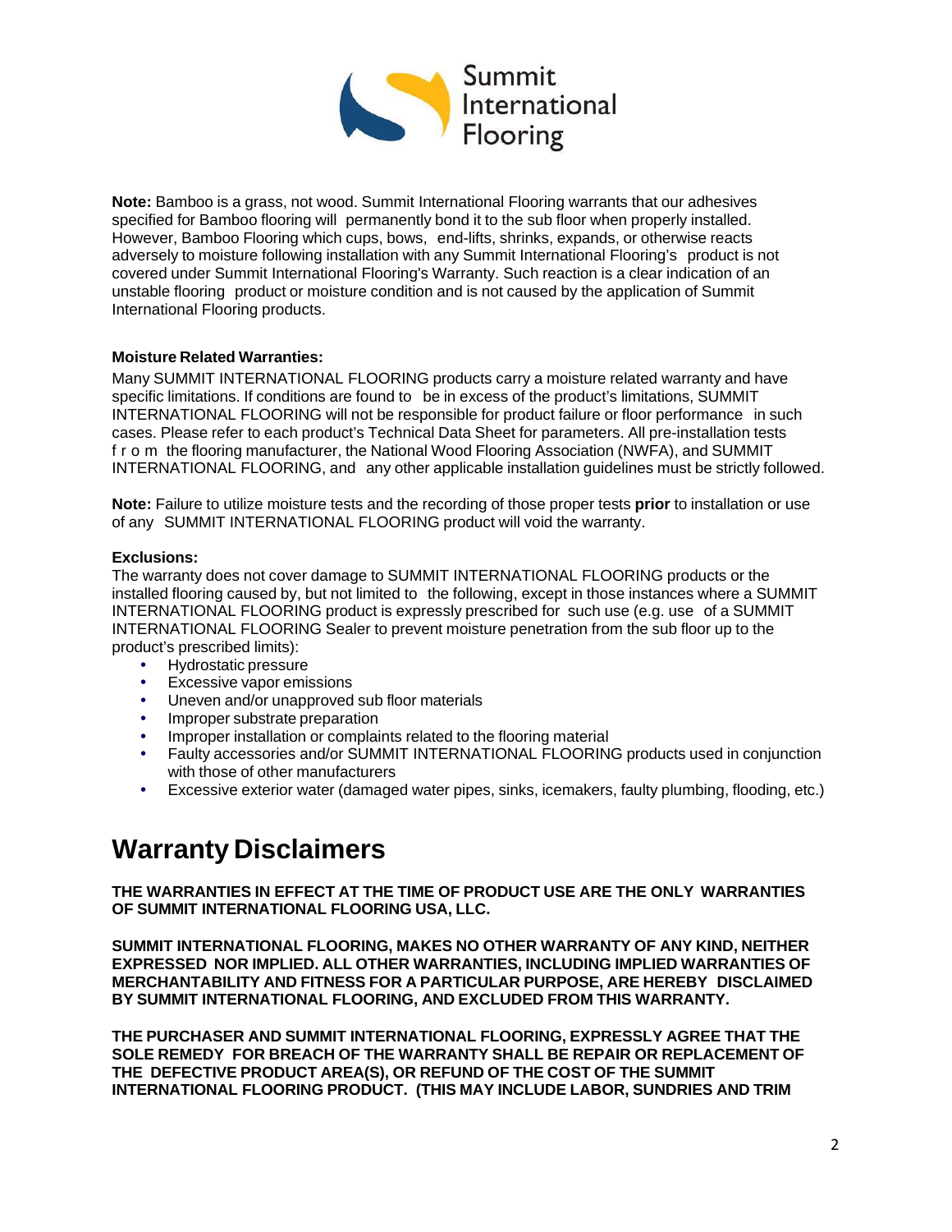**Note:** Bamboo is a grass, not wood. Summit International Flooring warrants that our adhesives specified for Bamboo flooring will permanently bond it to the sub floor when properly installed. However, Bamboo Flooring which cups, bows, end-lifts, shrinks, expands, or otherwise reacts adversely to moisture following installation with any Summit International Flooring's product is not covered under Summit International Flooring's Warranty. Such reaction is a clear indication of an unstable flooring product or moisture condition and is not caused by the application of Summit International Flooring products.

**Moisture Related Warranties:**

Many SUMMIT INTERNATIONAL FLOORING products carry a moisture related warranty and have specific limitations. If conditions are found to be in excess of the product's limitations, SUMMIT INTERNATIONAL FLOORING will not be responsible for product failure or floor performance in such cases. Please refer to each product's Technical Data Sheet for parameters. All pre-installation tests from the flooring manufacturer, the National Wood Flooring Association (NWFA), and SUMMIT INTERNATIONAL FLOORING, and any other applicable installation guidelines must be strictly followed.

**Note:** Failure to utilize moisture tests and the recording of those proper tests **prior** to installation or use of any SUMMIT INTERNATIONAL FLOORING product will void the warranty.

**Exclusions:**

The warranty does not cover damage to SUMMIT INTERNATIONAL FLOORING products or the installed flooring caused by, but not limited to the following, except in those instances where a SUMMIT INTERNATIONAL FLOORING product is expressly prescribed for such use (e.g. use of a SUMMIT INTERNATIONAL FLOORING Sealer to prevent moisture penetration from the sub floor up to the product's prescribed limits):

- Hydrostatic pressure
- Excessive vapor emissions
- Uneven and/or unapproved sub floor materials
- Improper substrate preparation
- Improper installation or complaints related to the flooring material
- Faulty accessories and/or SUMMIT INTERNATIONAL FLOORING products used in conjunction with those of other manufacturers
- Excessive exterior water (damaged water pipes, sinks, icemakers, faulty plumbing, flooding, etc.)

# Warranty Disclaimers

**THE WARRANTIES IN EFFECT AT THE TIME OF PRODUCT USE ARE THE ONLY WARRANTIES OF SUMMIT INTERNATIONAL FLOORING USA, LLC.**

**SUMMIT INTERNATIONAL FLOORING, MAKES NO OTHER WARRANTY OF ANY KIND, NEITHER EXPRESSED NOR IMPLIED. ALL OTHER WARRANTIES, INCLUDING IMPLIED WARRANTIES OF MERCHANTABILITY AND FITNESS FOR A PARTICULAR PURPOSE, ARE HEREBY DISCLAIMED BY SUMMIT INTERNATIONAL FLOORING, AND EXCLUDED FROM THIS WARRANTY.**

**THE PURCHASER AND SUMMIT INTERNATIONAL FLOORING, EXPRESSLY AGREE THAT THE SOLE REMEDY FOR BREACH OF THE WARRANTY SHALL BE REPAIR OR REPLACEMENT OF THE DEFECTIVE PRODUCT AREA(S), OR REFUND OF THE COST OF THE SUMMIT INTERNATIONAL FLOORING PRODUCT. (THIS MAY INCLUDE LABOR, SUNDRIES AND TRIM**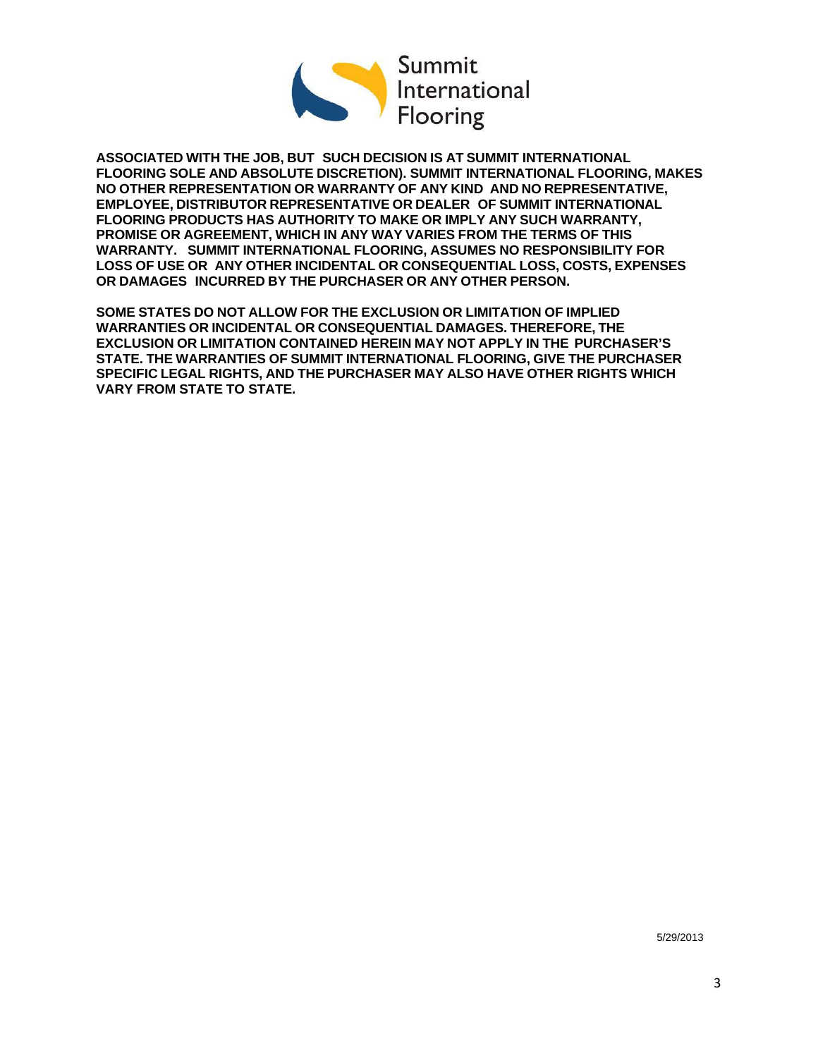**ASSOCIATED WITH THE JOB, BUT SUCH DECISION IS AT SUMMIT INTERNATIONAL FLOORING SOLE AND ABSOLUTE DISCRETION). SUMMIT INTERNATIONAL FLOORING, MAKES NO OTHER REPRESENTATION OR WARRANTY OF ANY KIND AND NO REPRESENTATIVE, EMPLOYEE, DISTRIBUTOR REPRESENTATIVE OR DEALER OF SUMMIT INTERNATIONAL FLOORING PRODUCTS HAS AUTHORITY TO MAKE OR IMPLY ANY SUCH WARRANTY, PROMISE OR AGREEMENT, WHICH IN ANY WAY VARIES FROM THE TERMS OF THIS WARRANTY. SUMMIT INTERNATIONAL FLOORING, ASSUMES NO RESPONSIBILITY FOR LOSS OF USE OR ANY OTHER INCIDENTAL OR CONSEQUENTIAL LOSS, COSTS, EXPENSES OR DAMAGES INCURRED BY THE PURCHASER OR ANY OTHER PERSON.**

**SOME STATES DO NOT ALLOW FOR THE EXCLUSION OR LIMITATION OF IMPLIED WARRANTIES OR INCIDENTAL OR CONSEQUENTIAL DAMAGES. THEREFORE, THE EXCLUSION OR LIMITATION CONTAINED HEREIN MAY NOT APPLY IN THE PURCHASER'S STATE. THE WARRANTIES OF SUMMIT INTERNATIONAL FLOORING, GIVE THE PURCHASER SPECIFIC LEGAL RIGHTS, AND THE PURCHASER MAY ALSO HAVE OTHER RIGHTS WHICH VARY FROM STATE TO STATE.**

5/29/2013